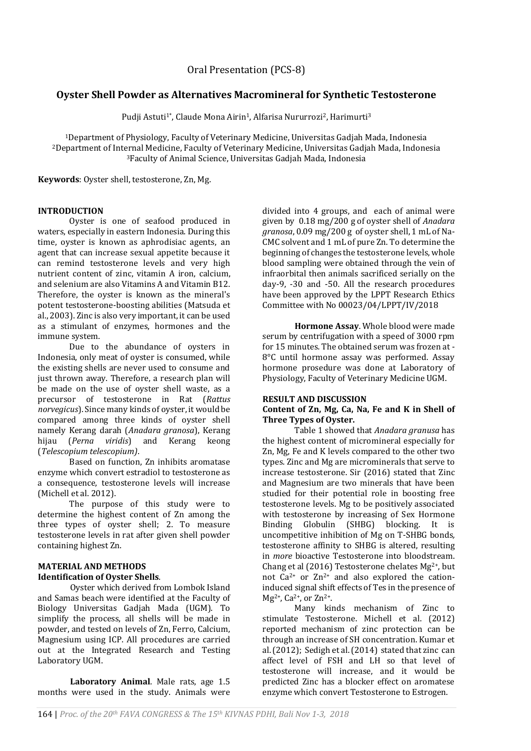Oral Presentation (PCS-8)

# Oyster Shell Powder as Alternatives Macromineral for Synthetic Testosterone

Pudji Astuti[1*], Claude Mona Airin[1], Alfarisa Nururrozi[2], Harimurti[3]

[1]Department of Physiology, Faculty of Veterinary Medicine, Universitas Gadjah Mada, Indonesia
[2]Department of Internal Medicine, Faculty of Veterinary Medicine, Universitas Gadjah Mada, Indonesia
[3]Faculty of Animal Science, Universitas Gadjah Mada, Indonesia

**Keywords**: Oyster shell, testosterone, Zn, Mg.

## INTRODUCTION

Oyster is one of seafood produced in waters, especially in eastern Indonesia. During this time, oyster is known as aphrodisiac agents, an agent that can increase sexual appetite because it can remind testosterone levels and very high nutrient content of zinc, vitamin A iron, calcium, and selenium are also Vitamins A and Vitamin B12. Therefore, the oyster is known as the mineral's potent testosterone-boosting abilities (Matsuda et al., 2003). Zinc is also very important, it can be used as a stimulant of enzymes, hormones and the immune system.

Due to the abundance of oysters in Indonesia, only meat of oyster is consumed, while the existing shells are never used to consume and just thrown away. Therefore, a research plan will be made on the use of oyster shell waste, as a precursor of testosterone in Rat (*Rattus norvegicus*). Since many kinds of oyster, it would be compared among three kinds of oyster shell namely Kerang darah (*Anadara granosa*), Kerang hijau (*Perna viridis*) and Kerang keong (*Telescopium telescopium)*.

Based on function, Zn inhibits aromatase enzyme which convert estradiol to testosterone as a consequence, testosterone levels will increase (Michell et al. 2012).

The purpose of this study were to determine the highest content of Zn among the three types of oyster shell; 2. To measure testosterone levels in rat after given shell powder containing highest Zn.

## MATERIAL AND METHODS

### Identification of Oyster Shells.

Oyster which derived from Lombok Island and Samas beach were identified at the Faculty of Biology Universitas Gadjah Mada (UGM). To simplify the process, all shells will be made in powder, and tested on levels of Zn, Ferro, Calcium, Magnesium using ICP. All procedures are carried out at the Integrated Research and Testing Laboratory UGM.

**Laboratory Animal**. Male rats, age 1.5 months were used in the study. Animals were divided into 4 groups, and each of animal were given by 0.18 mg/200 g of oyster shell of *Anadara granosa*, 0.09 mg/200 g of oyster shell, 1 mL of Na-CMC solvent and 1 mL of pure Zn. To determine the beginning of changes the testosterone levels, whole blood sampling were obtained through the vein of infraorbital then animals sacrificed serially on the day-9, -30 and -50. All the research procedures have been approved by the LPPT Research Ethics Committee with No 00023/04/LPPT/IV/2018

**Hormone Assay**. Whole blood were made serum by centrifugation with a speed of 3000 rpm for 15 minutes. The obtained serum was frozen at -8°C until hormone assay was performed. Assay hormone prosedure was done at Laboratory of Physiology, Faculty of Veterinary Medicine UGM.

## RESULT AND DISCUSSION

### Content of Zn, Mg, Ca, Na, Fe and K in Shell of Three Types of Oyster.

Table 1 showed that *Anadara granusa* has the highest content of micromineral especially for Zn, Mg, Fe and K levels compared to the other two types. Zinc and Mg are microminerals that serve to increase testosterone. Sir (2016) stated that Zinc and Magnesium are two minerals that have been studied for their potential role in boosting free testosterone levels. Mg to be positively associated with testosterone by increasing of Sex Hormone Binding Globulin (SHBG) blocking. It is uncompetitive inhibition of Mg on T-SHBG bonds, testosterone affinity to SHBG is altered, resulting in *more* bioactive Testosterone into bloodstream. Chang et al (2016) Testosterone chelates $Mg^{2+}$, but not $Ca^{2+}$ or $Zn^{2+}$ and also explored the cation-induced signal shift effects of Tes in the presence of $Mg^{2+}$, $Ca^{2+}$, or $Zn^{2+}$.

Many kinds mechanism of Zinc to stimulate Testosterone. Michell et al. (2012) reported mechanism of zinc protection can be through an increase of SH concentration. Kumar et al. (2012); Sedigh et al. (2014) stated that zinc can affect level of FSH and LH so that level of testosterone will increase, and it would be predicted Zinc has a blocker effect on aromatese enzyme which convert Testosterone to Estrogen.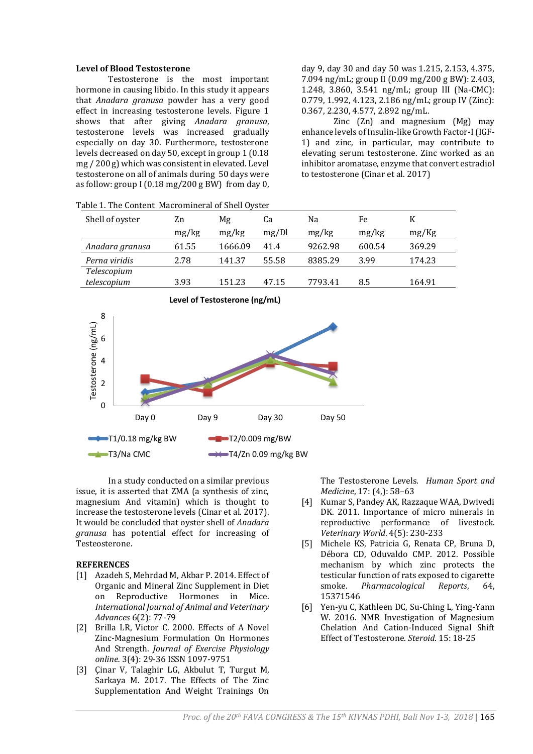### Level of Blood Testosterone

Testosterone is the most important hormone in causing libido. In this study it appears that *Anadara granusa* powder has a very good effect in increasing testosterone levels. Figure 1 shows that after giving *Anadara granusa*, testosterone levels was increased gradually especially on day 30. Furthermore, testosterone levels decreased on day 50, except in group 1 (0.18 mg / 200 g) which was consistent in elevated. Level testosterone on all of animals during 50 days were as follow: group I (0.18 mg/200 g BW) from day 0, day 9, day 30 and day 50 was 1.215, 2.153, 4.375, 7.094 ng/mL; group II (0.09 mg/200 g BW): 2.403, 1.248, 3.860, 3.541 ng/mL; group III (Na-CMC): 0.779, 1.992, 4.123, 2.186 ng/mL; group IV (Zinc): 0.367, 2.230, 4.577, 2.892 ng/mL.

Zinc (Zn) and magnesium (Mg) may enhance levels of Insulin-like Growth Factor-I (IGF-1) and zinc, in particular, may contribute to elevating serum testosterone. Zinc worked as an inhibitor aromatase, enzyme that convert estradiol to testosterone (Cinar et al. 2017)

Table 1. The Content Macromineral of Shell Oyster

| Shell of oyster | Zn mg/kg | Mg mg/kg | Ca mg/Dl | Na mg/kg | Fe mg/kg | K mg/Kg |
|---|---|---|---|---|---|---|
| *Anadara granusa* | 61.55 | 1666.09 | 41.4 | 9262.98 | 600.54 | 369.29 |
| *Perna viridis* | 2.78 | 141.37 | 55.58 | 8385.29 | 3.99 | 174.23 |
| *Telescopium telescopium* | 3.93 | 151.23 | 47.15 | 7793.41 | 8.5 | 164.91 |

Level of Testosterone (ng/mL)

Testosterone (ng/mL)

8
6
4
2
0

Day 0 Day 9 Day 30 Day 50

T1/0.18 mg/kg BW
T2/0.009 mg/BW
T3/Na CMC
T4/Zn 0.09 mg/kg BW

In a study conducted on a similar previous issue, it is asserted that ZMA (a synthesis of zinc, magnesium And vitamin) which is thought to increase the testosterone levels (Cinar et al. 2017). It would be concluded that oyster shell of *Anadara granusa* has potential effect for increasing of Testeosterone.

### REFERENCES

[1] Azadeh S, Mehrdad M, Akbar P. 2014. Effect of Organic and Mineral Zinc Supplement in Diet on Reproductive Hormones in Mice. *International Journal of Animal and Veterinary Advances* 6(2): 77-79

[2] Brilla LR, Victor C. 2000. Effects of A Novel Zinc-Magnesium Formulation On Hormones And Strength. *Journal of Exercise Physiology online.* 3(4): 29-36 ISSN 1097-9751

[3] Çinar V, Talaghir LG, Akbulut T, Turgut M, Sarkaya M. 2017. The Effects of The Zinc Supplementation And Weight Trainings On The Testosterone Levels. *Human Sport and Medicine*, 17: (4,): 58–63

[4] Kumar S, Pandey AK, Razzaque WAA, Dwivedi DK. 2011. Importance of micro minerals in reproductive performance of livestock. *Veterinary World*. 4(5): 230-233

[5] Michele KS, Patricia G, Renata CP, Bruna D, Débora CD, Oduvaldo CMP. 2012. Possible mechanism by which zinc protects the testicular function of rats exposed to cigarette smoke. *Pharmacological Reports*, 64, 15371546

[6] Yen-yu C, Kathleen DC, Su-Ching L, Ying-Yann W. 2016. NMR Investigation of Magnesium Chelation And Cation-Induced Signal Shift Effect of Testosterone. *Steroid*. 15: 18-25